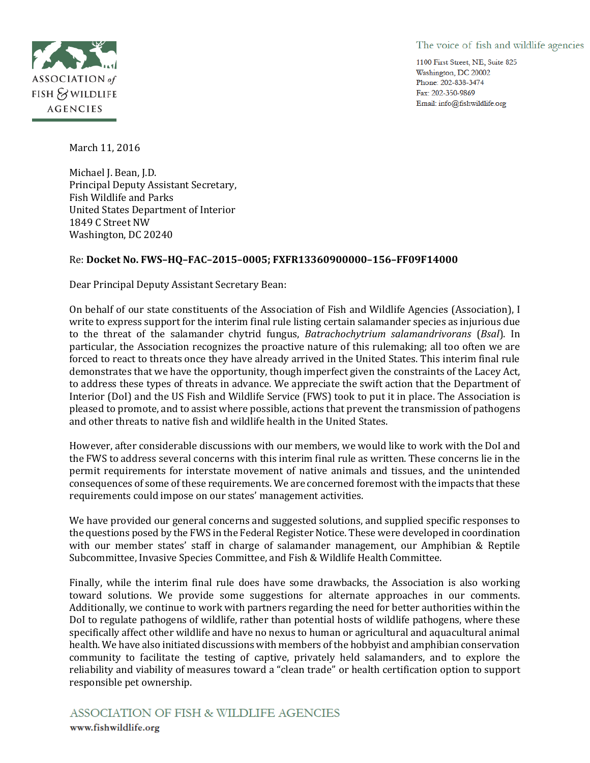ASSOCIATION of FISH & WILDLIFE AGENCIES

The voice of fish and wildlife agencies

1100 First Street, NE, Suite 825
Washington, DC 20002
Phone: 202-838-3474
Fax: 202-350-9869
Email: info@fishwildlife.org

March 11, 2016

Michael J. Bean, J.D.
Principal Deputy Assistant Secretary,
Fish Wildlife and Parks
United States Department of Interior
1849 C Street NW
Washington, DC 20240

Re: **Docket No. FWS–HQ–FAC–2015–0005; FXFR13360900000–156–FF09F14000**

Dear Principal Deputy Assistant Secretary Bean:

On behalf of our state constituents of the Association of Fish and Wildlife Agencies (Association), I write to express support for the interim final rule listing certain salamander species as injurious due to the threat of the salamander chytrid fungus, *Batrachochytrium salamandrivorans* (*Bsal*). In particular, the Association recognizes the proactive nature of this rulemaking; all too often we are forced to react to threats once they have already arrived in the United States. This interim final rule demonstrates that we have the opportunity, though imperfect given the constraints of the Lacey Act, to address these types of threats in advance. We appreciate the swift action that the Department of Interior (DoI) and the US Fish and Wildlife Service (FWS) took to put it in place. The Association is pleased to promote, and to assist where possible, actions that prevent the transmission of pathogens and other threats to native fish and wildlife health in the United States.

However, after considerable discussions with our members, we would like to work with the DoI and the FWS to address several concerns with this interim final rule as written. These concerns lie in the permit requirements for interstate movement of native animals and tissues, and the unintended consequences of some of these requirements. We are concerned foremost with the impacts that these requirements could impose on our states' management activities.

We have provided our general concerns and suggested solutions, and supplied specific responses to the questions posed by the FWS in the Federal Register Notice. These were developed in coordination with our member states' staff in charge of salamander management, our Amphibian & Reptile Subcommittee, Invasive Species Committee, and Fish & Wildlife Health Committee.

Finally, while the interim final rule does have some drawbacks, the Association is also working toward solutions. We provide some suggestions for alternate approaches in our comments. Additionally, we continue to work with partners regarding the need for better authorities within the DoI to regulate pathogens of wildlife, rather than potential hosts of wildlife pathogens, where these specifically affect other wildlife and have no nexus to human or agricultural and aquacultural animal health. We have also initiated discussions with members of the hobbyist and amphibian conservation community to facilitate the testing of captive, privately held salamanders, and to explore the reliability and viability of measures toward a "clean trade" or health certification option to support responsible pet ownership.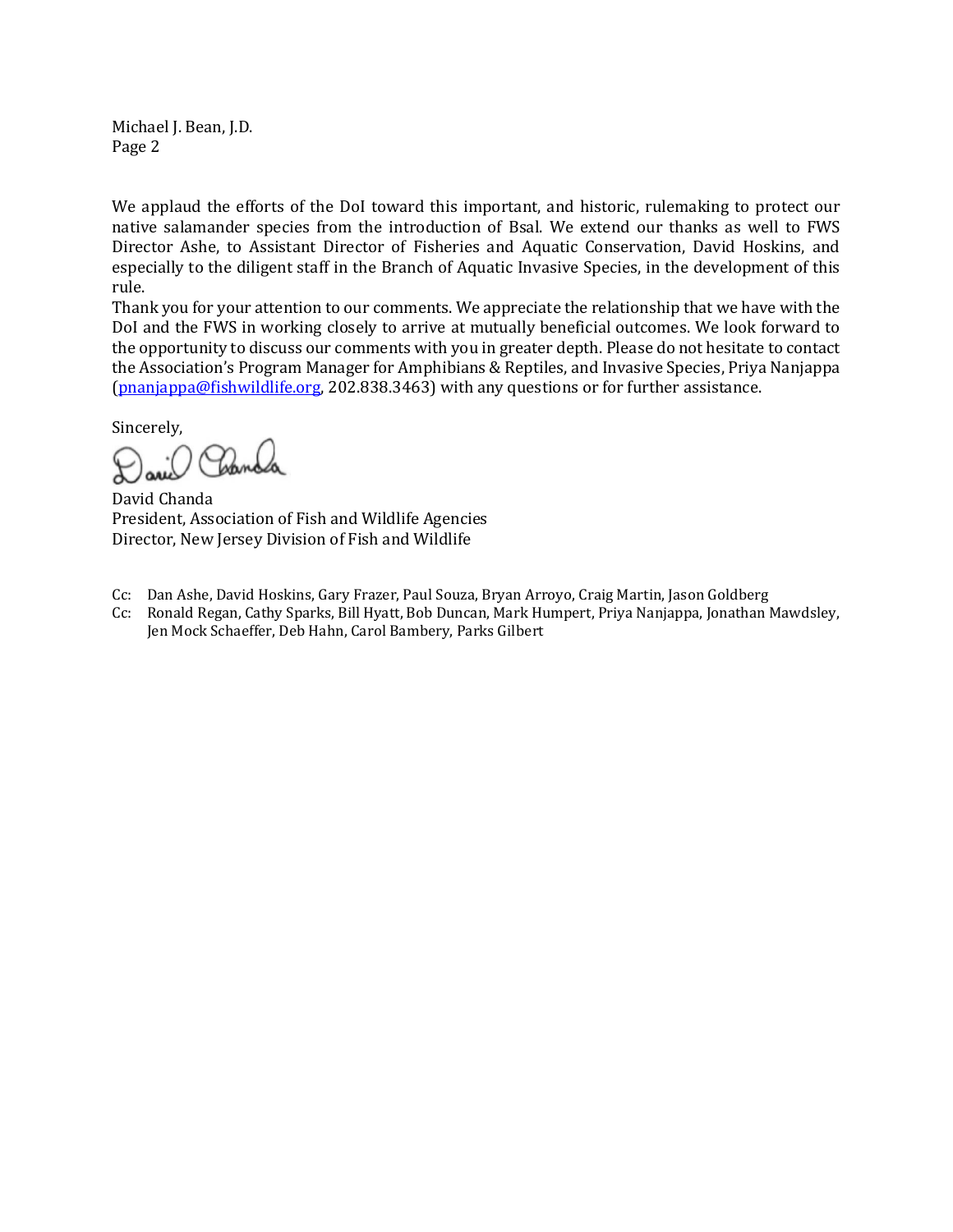Michael J. Bean, J.D.

We applaud the efforts of the DoI toward this important, and historic, rulemaking to protect our native salamander species from the introduction of Bsal. We extend our thanks as well to FWS Director Ashe, to Assistant Director of Fisheries and Aquatic Conservation, David Hoskins, and especially to the diligent staff in the Branch of Aquatic Invasive Species, in the development of this rule.

Thank you for your attention to our comments. We appreciate the relationship that we have with the DoI and the FWS in working closely to arrive at mutually beneficial outcomes. We look forward to the opportunity to discuss our comments with you in greater depth. Please do not hesitate to contact the Association's Program Manager for Amphibians & Reptiles, and Invasive Species, Priya Nanjappa (pnanjappa@fishwildlife.org, 202.838.3463) with any questions or for further assistance.

Sincerely,

David Chanda
President, Association of Fish and Wildlife Agencies
Director, New Jersey Division of Fish and Wildlife

Cc: Dan Ashe, David Hoskins, Gary Frazer, Paul Souza, Bryan Arroyo, Craig Martin, Jason Goldberg
Cc: Ronald Regan, Cathy Sparks, Bill Hyatt, Bob Duncan, Mark Humpert, Priya Nanjappa, Jonathan Mawdsley, Jen Mock Schaeffer, Deb Hahn, Carol Bambery, Parks Gilbert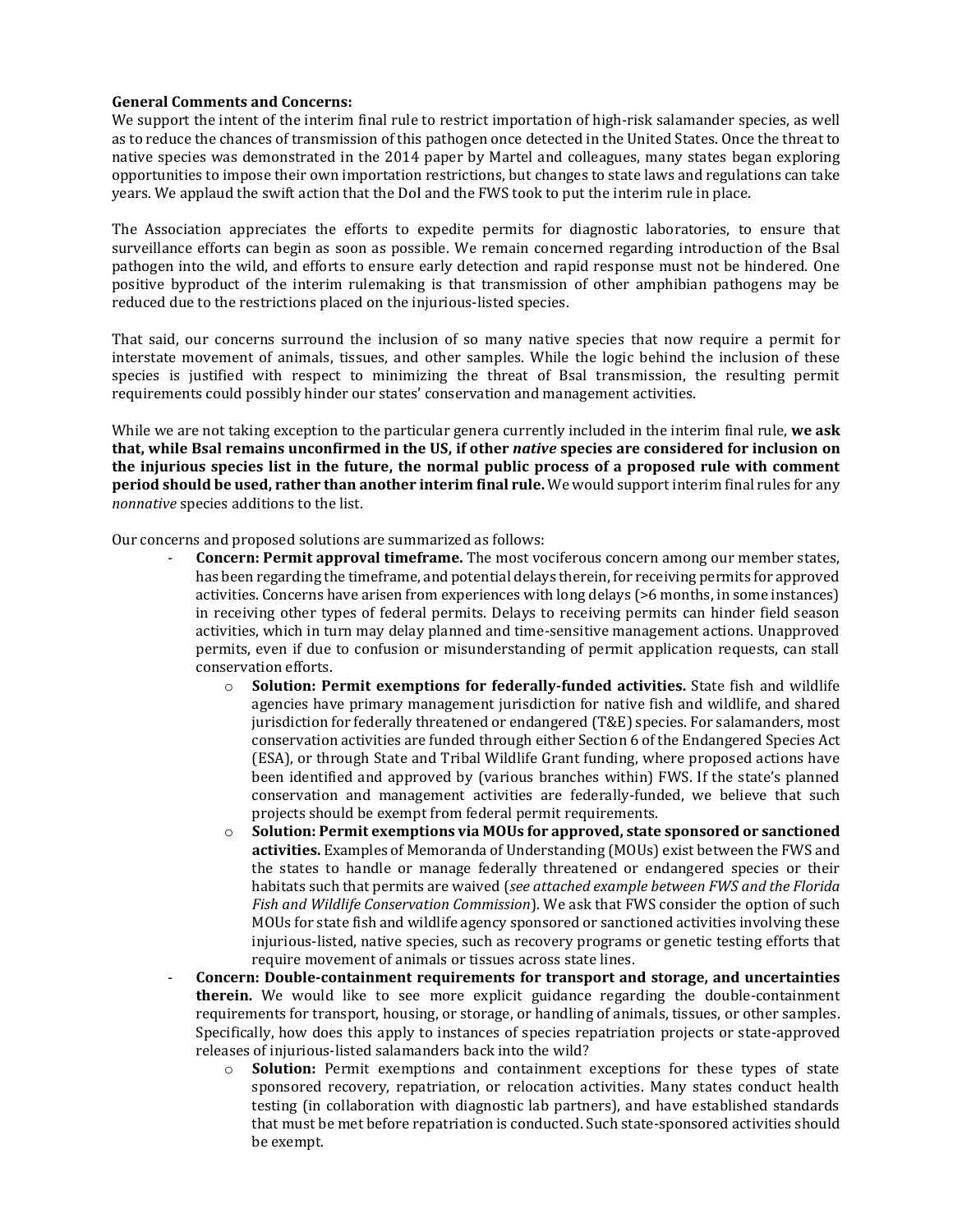**General Comments and Concerns:**

We support the intent of the interim final rule to restrict importation of high-risk salamander species, as well as to reduce the chances of transmission of this pathogen once detected in the United States. Once the threat to native species was demonstrated in the 2014 paper by Martel and colleagues, many states began exploring opportunities to impose their own importation restrictions, but changes to state laws and regulations can take years. We applaud the swift action that the DoI and the FWS took to put the interim rule in place.

The Association appreciates the efforts to expedite permits for diagnostic laboratories, to ensure that surveillance efforts can begin as soon as possible. We remain concerned regarding introduction of the Bsal pathogen into the wild, and efforts to ensure early detection and rapid response must not be hindered. One positive byproduct of the interim rulemaking is that transmission of other amphibian pathogens may be reduced due to the restrictions placed on the injurious-listed species.

That said, our concerns surround the inclusion of so many native species that now require a permit for interstate movement of animals, tissues, and other samples. While the logic behind the inclusion of these species is justified with respect to minimizing the threat of Bsal transmission, the resulting permit requirements could possibly hinder our states' conservation and management activities.

While we are not taking exception to the particular genera currently included in the interim final rule, **we ask that, while Bsal remains unconfirmed in the US, if other *native* species are considered for inclusion on the injurious species list in the future, the normal public process of a proposed rule with comment period should be used, rather than another interim final rule.** We would support interim final rules for any *nonnative* species additions to the list.

Our concerns and proposed solutions are summarized as follows:

- **Concern: Permit approval timeframe.** The most vociferous concern among our member states, has been regarding the timeframe, and potential delays therein, for receiving permits for approved activities. Concerns have arisen from experiences with long delays (>6 months, in some instances) in receiving other types of federal permits. Delays to receiving permits can hinder field season activities, which in turn may delay planned and time-sensitive management actions. Unapproved permits, even if due to confusion or misunderstanding of permit application requests, can stall conservation efforts.
    - **Solution: Permit exemptions for federally-funded activities.** State fish and wildlife agencies have primary management jurisdiction for native fish and wildlife, and shared jurisdiction for federally threatened or endangered (T&E) species. For salamanders, most conservation activities are funded through either Section 6 of the Endangered Species Act (ESA), or through State and Tribal Wildlife Grant funding, where proposed actions have been identified and approved by (various branches within) FWS. If the state's planned conservation and management activities are federally-funded, we believe that such projects should be exempt from federal permit requirements.
    - **Solution: Permit exemptions via MOUs for approved, state sponsored or sanctioned activities.** Examples of Memoranda of Understanding (MOUs) exist between the FWS and the states to handle or manage federally threatened or endangered species or their habitats such that permits are waived (*see attached example between FWS and the Florida Fish and Wildlife Conservation Commission*). We ask that FWS consider the option of such MOUs for state fish and wildlife agency sponsored or sanctioned activities involving these injurious-listed, native species, such as recovery programs or genetic testing efforts that require movement of animals or tissues across state lines.
- **Concern: Double-containment requirements for transport and storage, and uncertainties therein.** We would like to see more explicit guidance regarding the double-containment requirements for transport, housing, or storage, or handling of animals, tissues, or other samples. Specifically, how does this apply to instances of species repatriation projects or state-approved releases of injurious-listed salamanders back into the wild?
    - **Solution:** Permit exemptions and containment exceptions for these types of state sponsored recovery, repatriation, or relocation activities. Many states conduct health testing (in collaboration with diagnostic lab partners), and have established standards that must be met before repatriation is conducted. Such state-sponsored activities should be exempt.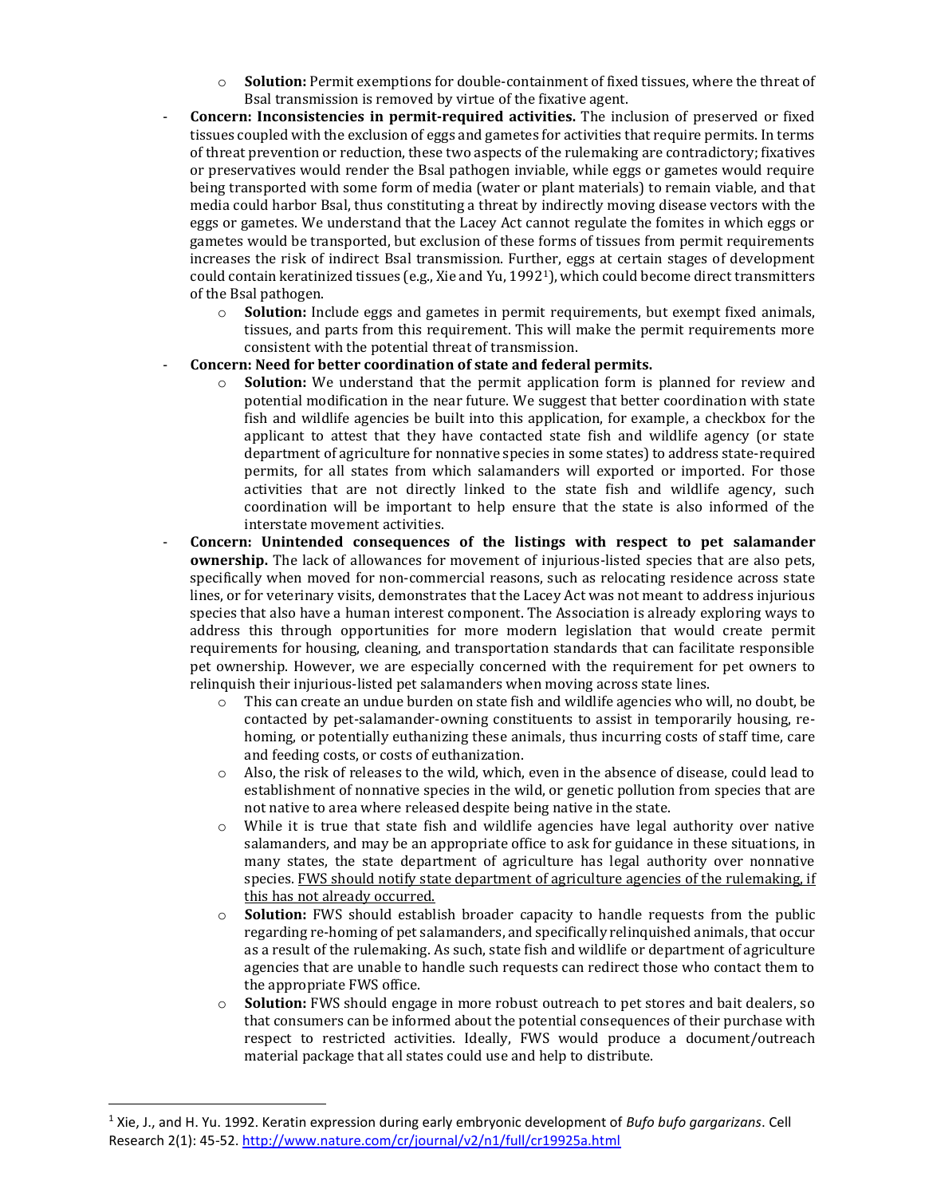- **Solution:** Permit exemptions for double-containment of fixed tissues, where the threat of Bsal transmission is removed by virtue of the fixative agent.

- **Concern: Inconsistencies in permit-required activities.** The inclusion of preserved or fixed tissues coupled with the exclusion of eggs and gametes for activities that require permits. In terms of threat prevention or reduction, these two aspects of the rulemaking are contradictory; fixatives or preservatives would render the Bsal pathogen inviable, while eggs or gametes would require being transported with some form of media (water or plant materials) to remain viable, and that media could harbor Bsal, thus constituting a threat by indirectly moving disease vectors with the eggs or gametes. We understand that the Lacey Act cannot regulate the fomites in which eggs or gametes would be transported, but exclusion of these forms of tissues from permit requirements increases the risk of indirect Bsal transmission. Further, eggs at certain stages of development could contain keratinized tissues (e.g., Xie and Yu, 1992[1]), which could become direct transmitters of the Bsal pathogen.
  - **Solution:** Include eggs and gametes in permit requirements, but exempt fixed animals, tissues, and parts from this requirement. This will make the permit requirements more consistent with the potential threat of transmission.

- **Concern: Need for better coordination of state and federal permits.**
  - **Solution:** We understand that the permit application form is planned for review and potential modification in the near future. We suggest that better coordination with state fish and wildlife agencies be built into this application, for example, a checkbox for the applicant to attest that they have contacted state fish and wildlife agency (or state department of agriculture for nonnative species in some states) to address state-required permits, for all states from which salamanders will exported or imported. For those activities that are not directly linked to the state fish and wildlife agency, such coordination will be important to help ensure that the state is also informed of the interstate movement activities.

- **Concern: Unintended consequences of the listings with respect to pet salamander ownership.** The lack of allowances for movement of injurious-listed species that are also pets, specifically when moved for non-commercial reasons, such as relocating residence across state lines, or for veterinary visits, demonstrates that the Lacey Act was not meant to address injurious species that also have a human interest component. The Association is already exploring ways to address this through opportunities for more modern legislation that would create permit requirements for housing, cleaning, and transportation standards that can facilitate responsible pet ownership. However, we are especially concerned with the requirement for pet owners to relinquish their injurious-listed pet salamanders when moving across state lines.
  - This can create an undue burden on state fish and wildlife agencies who will, no doubt, be contacted by pet-salamander-owning constituents to assist in temporarily housing, re-homing, or potentially euthanizing these animals, thus incurring costs of staff time, care and feeding costs, or costs of euthanization.
  - Also, the risk of releases to the wild, which, even in the absence of disease, could lead to establishment of nonnative species in the wild, or genetic pollution from species that are not native to area where released despite being native in the state.
  - While it is true that state fish and wildlife agencies have legal authority over native salamanders, and may be an appropriate office to ask for guidance in these situations, in many states, the state department of agriculture has legal authority over nonnative species. <u>FWS should notify state department of agriculture agencies of the rulemaking, if this has not already occurred.</u>
  - **Solution:** FWS should establish broader capacity to handle requests from the public regarding re-homing of pet salamanders, and specifically relinquished animals, that occur as a result of the rulemaking. As such, state fish and wildlife or department of agriculture agencies that are unable to handle such requests can redirect those who contact them to the appropriate FWS office.
  - **Solution:** FWS should engage in more robust outreach to pet stores and bait dealers, so that consumers can be informed about the potential consequences of their purchase with respect to restricted activities. Ideally, FWS would produce a document/outreach material package that all states could use and help to distribute.

---

[1] Xie, J., and H. Yu. 1992. Keratin expression during early embryonic development of *Bufo bufo gargarizans*. Cell Research 2(1): 45-52. http://www.nature.com/cr/journal/v2/n1/full/cr19925a.html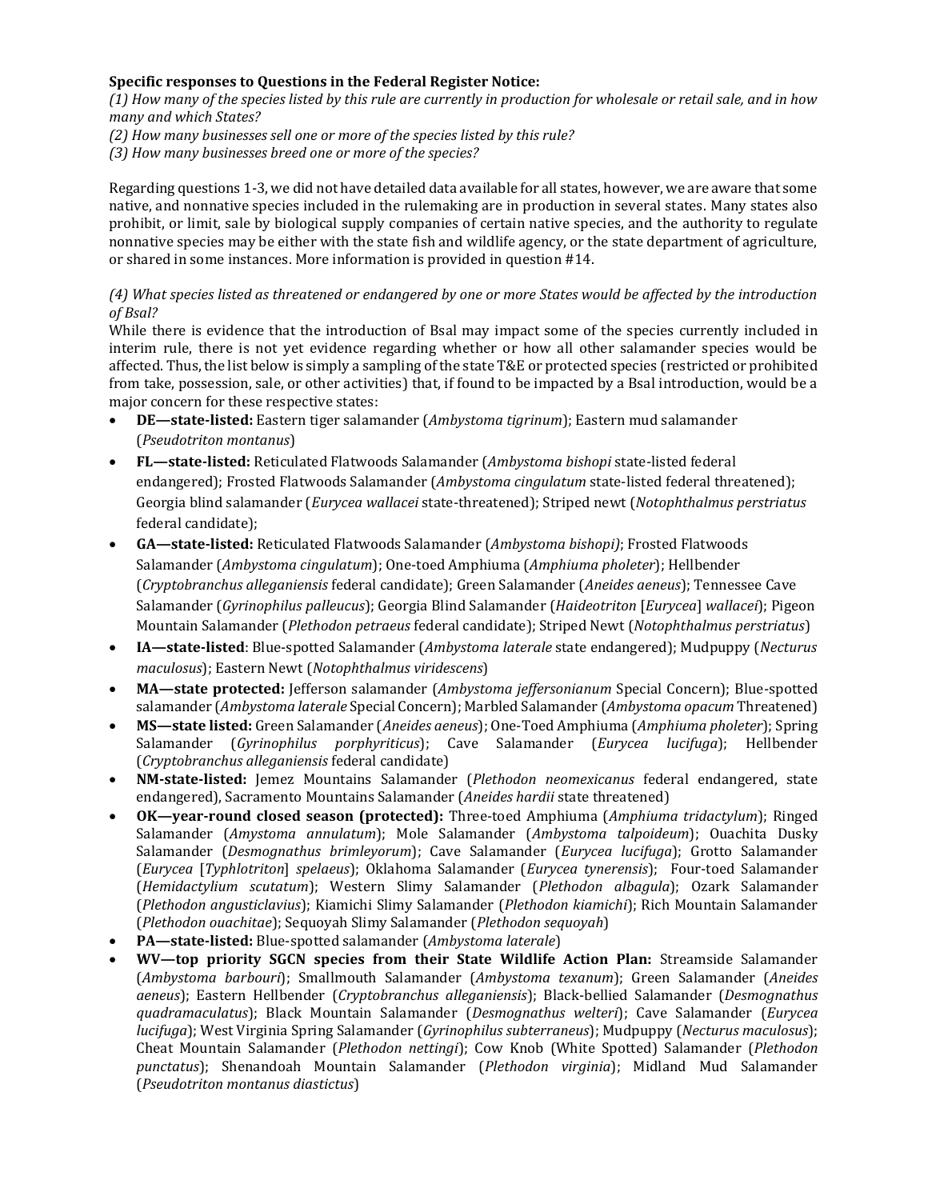**Specific responses to Questions in the Federal Register Notice:**

*(1) How many of the species listed by this rule are currently in production for wholesale or retail sale, and in how many and which States?*

*(2) How many businesses sell one or more of the species listed by this rule?*

*(3) How many businesses breed one or more of the species?*

Regarding questions 1-3, we did not have detailed data available for all states, however, we are aware that some native, and nonnative species included in the rulemaking are in production in several states. Many states also prohibit, or limit, sale by biological supply companies of certain native species, and the authority to regulate nonnative species may be either with the state fish and wildlife agency, or the state department of agriculture, or shared in some instances. More information is provided in question #14.

*(4) What species listed as threatened or endangered by one or more States would be affected by the introduction of Bsal?*

While there is evidence that the introduction of Bsal may impact some of the species currently included in interim rule, there is not yet evidence regarding whether or how all other salamander species would be affected. Thus, the list below is simply a sampling of the state T&E or protected species (restricted or prohibited from take, possession, sale, or other activities) that, if found to be impacted by a Bsal introduction, would be a major concern for these respective states:

- **DE—state-listed:** Eastern tiger salamander (*Ambystoma tigrinum*); Eastern mud salamander (*Pseudotriton montanus*)
- **FL—state-listed:** Reticulated Flatwoods Salamander (*Ambystoma bishopi* state-listed federal endangered); Frosted Flatwoods Salamander (*Ambystoma cingulatum* state-listed federal threatened); Georgia blind salamander (*Eurycea wallacei* state-threatened); Striped newt (*Notophthalmus perstriatus* federal candidate);
- **GA—state-listed:** Reticulated Flatwoods Salamander (*Ambystoma bishopi)*; Frosted Flatwoods Salamander (*Ambystoma cingulatum*); One-toed Amphiuma (*Amphiuma pholeter*); Hellbender (*Cryptobranchus alleganiensis* federal candidate); Green Salamander (*Aneides aeneus*); Tennessee Cave Salamander (*Gyrinophilus palleucus*); Georgia Blind Salamander (*Haideotriton* [*Eurycea*] *wallacei*); Pigeon Mountain Salamander (*Plethodon petraeus* federal candidate); Striped Newt (*Notophthalmus perstriatus*)
- **IA—state-listed**: Blue-spotted Salamander (*Ambystoma laterale* state endangered); Mudpuppy (*Necturus maculosus*); Eastern Newt (*Notophthalmus viridescens*)
- **MA—state protected:** Jefferson salamander (*Ambystoma jeffersonianum* Special Concern); Blue-spotted salamander (*Ambystoma laterale* Special Concern); Marbled Salamander (*Ambystoma opacum* Threatened)
- **MS—state listed:** Green Salamander (*Aneides aeneus*); One-Toed Amphiuma (*Amphiuma pholeter*); Spring Salamander (*Gyrinophilus porphyriticus*); Cave Salamander (*Eurycea lucifuga*); Hellbender (*Cryptobranchus alleganiensis* federal candidate)
- **NM-state-listed:** Jemez Mountains Salamander (*Plethodon neomexicanus* federal endangered, state endangered), Sacramento Mountains Salamander (*Aneides hardii* state threatened)
- **OK—year-round closed season (protected):** Three-toed Amphiuma (*Amphiuma tridactylum*); Ringed Salamander (*Amystoma annulatum*); Mole Salamander (*Ambystoma talpoideum*); Ouachita Dusky Salamander (*Desmognathus brimleyorum*); Cave Salamander (*Eurycea lucifuga*); Grotto Salamander (*Eurycea* [*Typhlotriton*] *spelaeus*); Oklahoma Salamander (*Eurycea tynerensis*); Four-toed Salamander (*Hemidactylium scutatum*); Western Slimy Salamander (*Plethodon albagula*); Ozark Salamander (*Plethodon angusticlavius*); Kiamichi Slimy Salamander (*Plethodon kiamichi*); Rich Mountain Salamander (*Plethodon ouachitae*); Sequoyah Slimy Salamander (*Plethodon sequoyah*)
- **PA—state-listed:** Blue-spotted salamander (*Ambystoma laterale*)
- **WV—top priority SGCN species from their State Wildlife Action Plan:** Streamside Salamander (*Ambystoma barbouri*); Smallmouth Salamander (*Ambystoma texanum*); Green Salamander (*Aneides aeneus*); Eastern Hellbender (*Cryptobranchus alleganiensis*); Black-bellied Salamander (*Desmognathus quadramaculatus*); Black Mountain Salamander (*Desmognathus welteri*); Cave Salamander (*Eurycea lucifuga*); West Virginia Spring Salamander (*Gyrinophilus subterraneus*); Mudpuppy (*Necturus maculosus*); Cheat Mountain Salamander (*Plethodon nettingi*); Cow Knob (White Spotted) Salamander (*Plethodon punctatus*); Shenandoah Mountain Salamander (*Plethodon virginia*); Midland Mud Salamander (*Pseudotriton montanus diastictus*)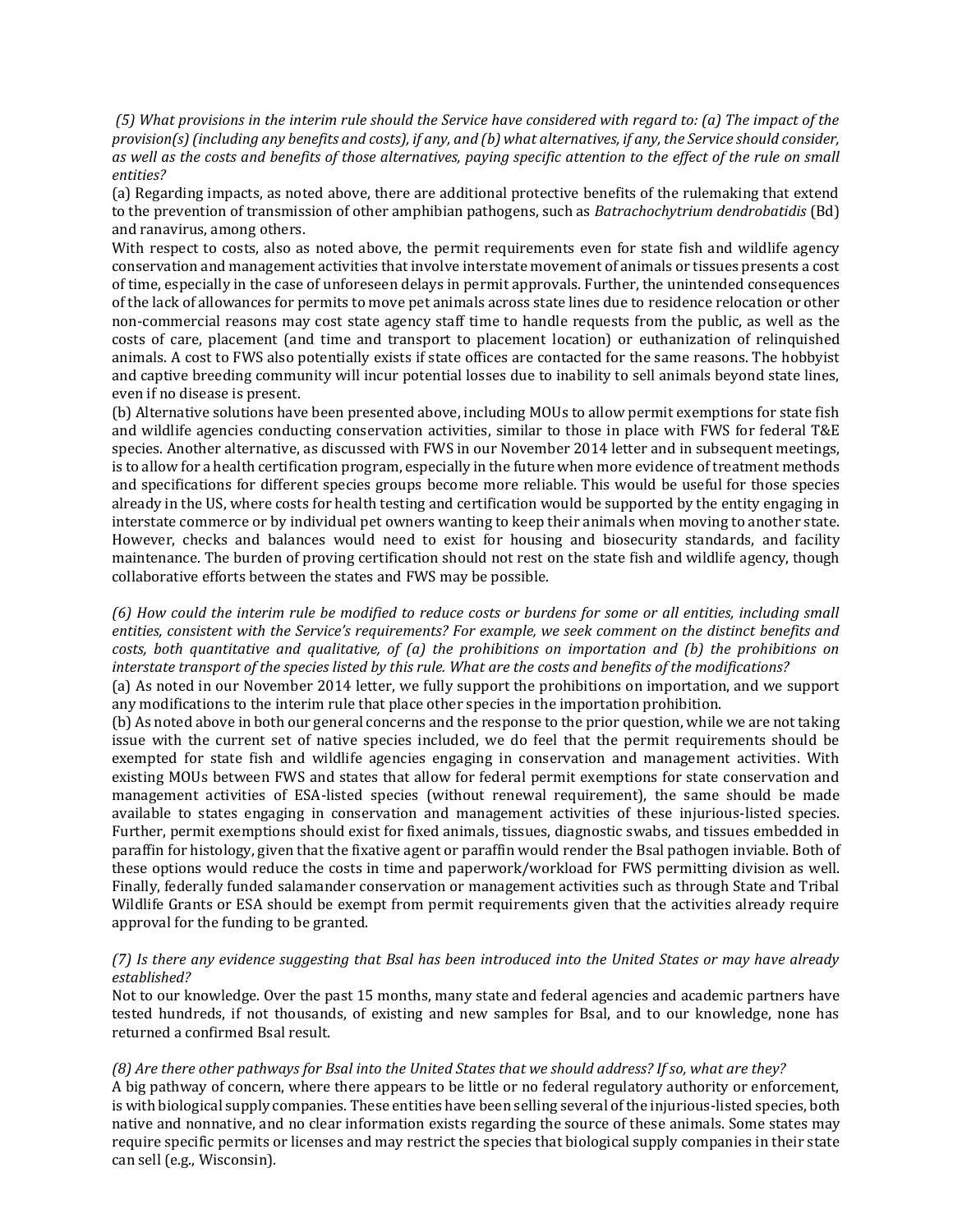*(5) What provisions in the interim rule should the Service have considered with regard to: (a) The impact of the provision(s) (including any benefits and costs), if any, and (b) what alternatives, if any, the Service should consider, as well as the costs and benefits of those alternatives, paying specific attention to the effect of the rule on small entities?*

(a) Regarding impacts, as noted above, there are additional protective benefits of the rulemaking that extend to the prevention of transmission of other amphibian pathogens, such as *Batrachochytrium dendrobatidis* (Bd) and ranavirus, among others.

With respect to costs, also as noted above, the permit requirements even for state fish and wildlife agency conservation and management activities that involve interstate movement of animals or tissues presents a cost of time, especially in the case of unforeseen delays in permit approvals. Further, the unintended consequences of the lack of allowances for permits to move pet animals across state lines due to residence relocation or other non-commercial reasons may cost state agency staff time to handle requests from the public, as well as the costs of care, placement (and time and transport to placement location) or euthanization of relinquished animals. A cost to FWS also potentially exists if state offices are contacted for the same reasons. The hobbyist and captive breeding community will incur potential losses due to inability to sell animals beyond state lines, even if no disease is present.

(b) Alternative solutions have been presented above, including MOUs to allow permit exemptions for state fish and wildlife agencies conducting conservation activities, similar to those in place with FWS for federal T&E species. Another alternative, as discussed with FWS in our November 2014 letter and in subsequent meetings, is to allow for a health certification program, especially in the future when more evidence of treatment methods and specifications for different species groups become more reliable. This would be useful for those species already in the US, where costs for health testing and certification would be supported by the entity engaging in interstate commerce or by individual pet owners wanting to keep their animals when moving to another state. However, checks and balances would need to exist for housing and biosecurity standards, and facility maintenance. The burden of proving certification should not rest on the state fish and wildlife agency, though collaborative efforts between the states and FWS may be possible.

*(6) How could the interim rule be modified to reduce costs or burdens for some or all entities, including small entities, consistent with the Service's requirements? For example, we seek comment on the distinct benefits and costs, both quantitative and qualitative, of (a) the prohibitions on importation and (b) the prohibitions on interstate transport of the species listed by this rule. What are the costs and benefits of the modifications?*

(a) As noted in our November 2014 letter, we fully support the prohibitions on importation, and we support any modifications to the interim rule that place other species in the importation prohibition.

(b) As noted above in both our general concerns and the response to the prior question, while we are not taking issue with the current set of native species included, we do feel that the permit requirements should be exempted for state fish and wildlife agencies engaging in conservation and management activities. With existing MOUs between FWS and states that allow for federal permit exemptions for state conservation and management activities of ESA-listed species (without renewal requirement), the same should be made available to states engaging in conservation and management activities of these injurious-listed species. Further, permit exemptions should exist for fixed animals, tissues, diagnostic swabs, and tissues embedded in paraffin for histology, given that the fixative agent or paraffin would render the Bsal pathogen inviable. Both of these options would reduce the costs in time and paperwork/workload for FWS permitting division as well. Finally, federally funded salamander conservation or management activities such as through State and Tribal Wildlife Grants or ESA should be exempt from permit requirements given that the activities already require approval for the funding to be granted.

*(7) Is there any evidence suggesting that Bsal has been introduced into the United States or may have already established?*

Not to our knowledge. Over the past 15 months, many state and federal agencies and academic partners have tested hundreds, if not thousands, of existing and new samples for Bsal, and to our knowledge, none has returned a confirmed Bsal result.

*(8) Are there other pathways for Bsal into the United States that we should address? If so, what are they?*

A big pathway of concern, where there appears to be little or no federal regulatory authority or enforcement, is with biological supply companies. These entities have been selling several of the injurious-listed species, both native and nonnative, and no clear information exists regarding the source of these animals. Some states may require specific permits or licenses and may restrict the species that biological supply companies in their state can sell (e.g., Wisconsin).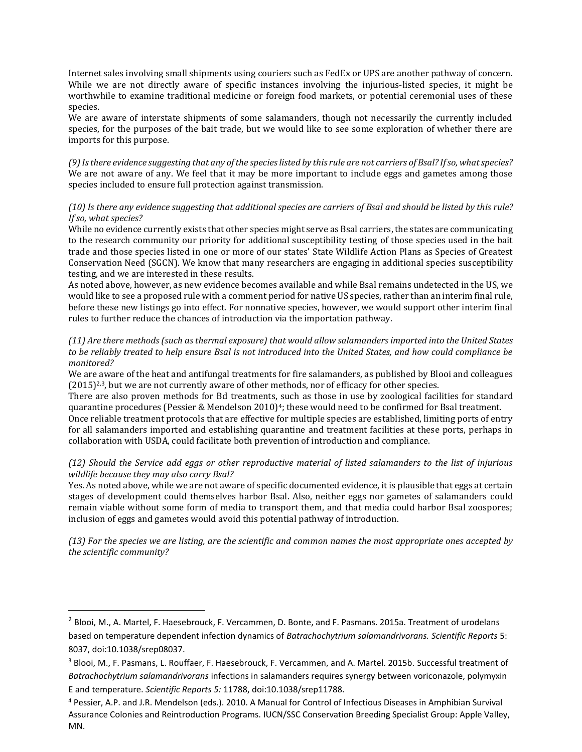Internet sales involving small shipments using couriers such as FedEx or UPS are another pathway of concern. While we are not directly aware of specific instances involving the injurious-listed species, it might be worthwhile to examine traditional medicine or foreign food markets, or potential ceremonial uses of these species.

We are aware of interstate shipments of some salamanders, though not necessarily the currently included species, for the purposes of the bait trade, but we would like to see some exploration of whether there are imports for this purpose.

*(9) Is there evidence suggesting that any of the species listed by this rule are not carriers of Bsal? If so, what species?*

We are not aware of any. We feel that it may be more important to include eggs and gametes among those species included to ensure full protection against transmission.

*(10) Is there any evidence suggesting that additional species are carriers of Bsal and should be listed by this rule? If so, what species?*

While no evidence currently exists that other species might serve as Bsal carriers, the states are communicating to the research community our priority for additional susceptibility testing of those species used in the bait trade and those species listed in one or more of our states' State Wildlife Action Plans as Species of Greatest Conservation Need (SGCN). We know that many researchers are engaging in additional species susceptibility testing, and we are interested in these results.

As noted above, however, as new evidence becomes available and while Bsal remains undetected in the US, we would like to see a proposed rule with a comment period for native US species, rather than an interim final rule, before these new listings go into effect. For nonnative species, however, we would support other interim final rules to further reduce the chances of introduction via the importation pathway.

*(11) Are there methods (such as thermal exposure) that would allow salamanders imported into the United States to be reliably treated to help ensure Bsal is not introduced into the United States, and how could compliance be monitored?*

We are aware of the heat and antifungal treatments for fire salamanders, as published by Blooi and colleagues (2015)[2,3], but we are not currently aware of other methods, nor of efficacy for other species.

There are also proven methods for Bd treatments, such as those in use by zoological facilities for standard quarantine procedures (Pessier & Mendelson 2010)[4]; these would need to be confirmed for Bsal treatment.

Once reliable treatment protocols that are effective for multiple species are established, limiting ports of entry for all salamanders imported and establishing quarantine and treatment facilities at these ports, perhaps in collaboration with USDA, could facilitate both prevention of introduction and compliance.

*(12) Should the Service add eggs or other reproductive material of listed salamanders to the list of injurious wildlife because they may also carry Bsal?*

Yes. As noted above, while we are not aware of specific documented evidence, it is plausible that eggs at certain stages of development could themselves harbor Bsal. Also, neither eggs nor gametes of salamanders could remain viable without some form of media to transport them, and that media could harbor Bsal zoospores; inclusion of eggs and gametes would avoid this potential pathway of introduction.

*(13) For the species we are listing, are the scientific and common names the most appropriate ones accepted by the scientific community?*

---

[2] Blooi, M., A. Martel, F. Haesebrouck, F. Vercammen, D. Bonte, and F. Pasmans. 2015a. Treatment of urodelans based on temperature dependent infection dynamics of *Batrachochytrium salamandrivorans. Scientific Reports* 5: 8037, doi:10.1038/srep08037.

[3] Blooi, M., F. Pasmans, L. Rouffaer, F. Haesebrouck, F. Vercammen, and A. Martel. 2015b. Successful treatment of *Batrachochytrium salamandrivorans* infections in salamanders requires synergy between voriconazole, polymyxin E and temperature. *Scientific Reports 5:* 11788, doi:10.1038/srep11788.

[4] Pessier, A.P. and J.R. Mendelson (eds.). 2010. A Manual for Control of Infectious Diseases in Amphibian Survival Assurance Colonies and Reintroduction Programs. IUCN/SSC Conservation Breeding Specialist Group: Apple Valley, MN.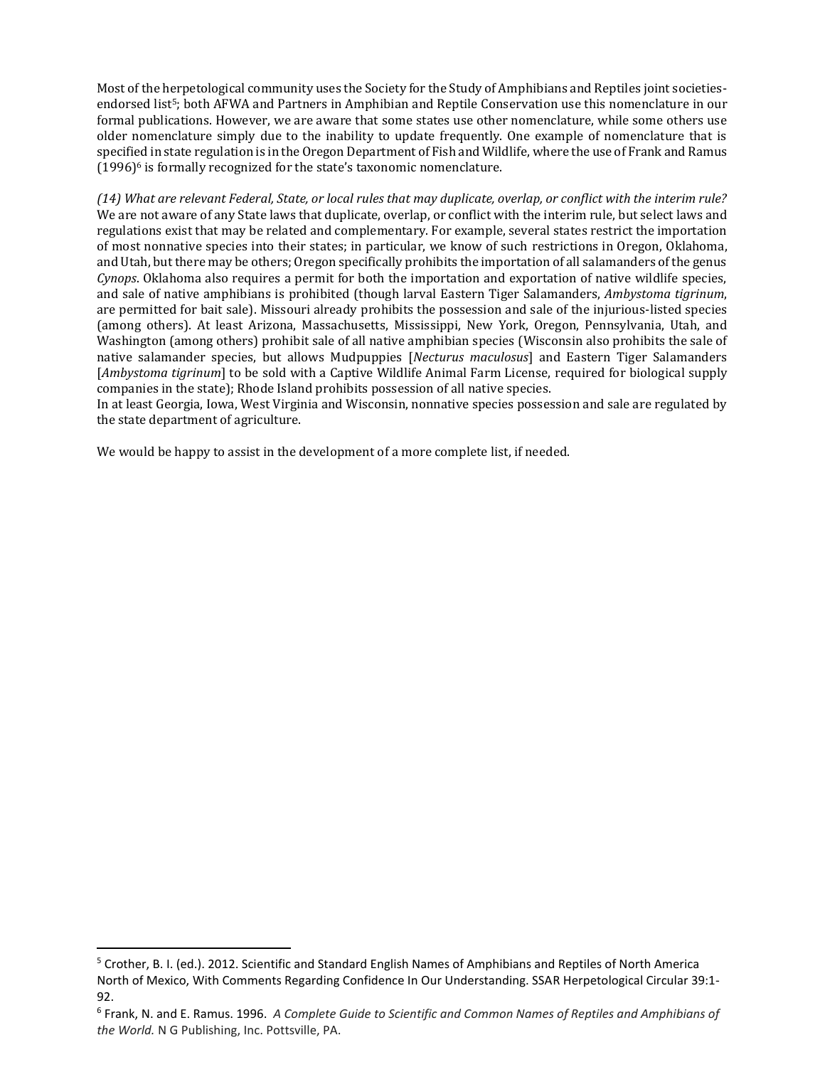Most of the herpetological community uses the Society for the Study of Amphibians and Reptiles joint societies-endorsed list[5]; both AFWA and Partners in Amphibian and Reptile Conservation use this nomenclature in our formal publications. However, we are aware that some states use other nomenclature, while some others use older nomenclature simply due to the inability to update frequently. One example of nomenclature that is specified in state regulation is in the Oregon Department of Fish and Wildlife, where the use of Frank and Ramus (1996)[6] is formally recognized for the state's taxonomic nomenclature.

*(14) What are relevant Federal, State, or local rules that may duplicate, overlap, or conflict with the interim rule?*
We are not aware of any State laws that duplicate, overlap, or conflict with the interim rule, but select laws and regulations exist that may be related and complementary. For example, several states restrict the importation of most nonnative species into their states; in particular, we know of such restrictions in Oregon, Oklahoma, and Utah, but there may be others; Oregon specifically prohibits the importation of all salamanders of the genus *Cynops*. Oklahoma also requires a permit for both the importation and exportation of native wildlife species, and sale of native amphibians is prohibited (though larval Eastern Tiger Salamanders, *Ambystoma tigrinum*, are permitted for bait sale). Missouri already prohibits the possession and sale of the injurious-listed species (among others). At least Arizona, Massachusetts, Mississippi, New York, Oregon, Pennsylvania, Utah, and Washington (among others) prohibit sale of all native amphibian species (Wisconsin also prohibits the sale of native salamander species, but allows Mudpuppies [*Necturus maculosus*] and Eastern Tiger Salamanders [*Ambystoma tigrinum*] to be sold with a Captive Wildlife Animal Farm License, required for biological supply companies in the state); Rhode Island prohibits possession of all native species.
In at least Georgia, Iowa, West Virginia and Wisconsin, nonnative species possession and sale are regulated by the state department of agriculture.

We would be happy to assist in the development of a more complete list, if needed.

---

[5] Crother, B. I. (ed.). 2012. Scientific and Standard English Names of Amphibians and Reptiles of North America North of Mexico, With Comments Regarding Confidence In Our Understanding. SSAR Herpetological Circular 39:1-92.

[6] Frank, N. and E. Ramus. 1996. *A Complete Guide to Scientific and Common Names of Reptiles and Amphibians of the World.* N G Publishing, Inc. Pottsville, PA.